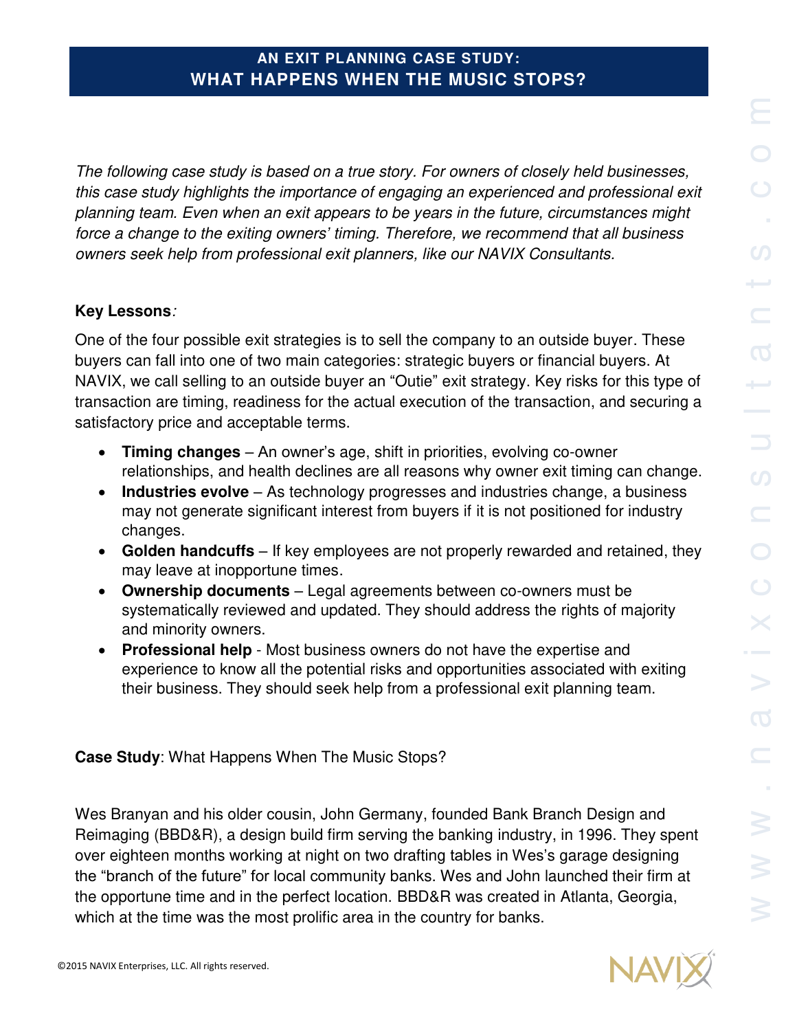# AN EXIT PLANNING CASE STUDY: WHAT HAPPENS WHEN THE MUSIC STOPS?

*The following case study is based on a true story. For owners of closely held businesses, this case study highlights the importance of engaging an experienced and professional exit planning team. Even when an exit appears to be years in the future, circumstances might force a change to the exiting owners' timing. Therefore, we recommend that all business owners seek help from professional exit planners, like our NAVIX Consultants.*

**Key Lessons***:*

One of the four possible exit strategies is to sell the company to an outside buyer. These buyers can fall into one of two main categories: strategic buyers or financial buyers. At NAVIX, we call selling to an outside buyer an "Outie" exit strategy. Key risks for this type of transaction are timing, readiness for the actual execution of the transaction, and securing a satisfactory price and acceptable terms.

- **Timing changes** – An owner's age, shift in priorities, evolving co-owner relationships, and health declines are all reasons why owner exit timing can change.
- **Industries evolve** – As technology progresses and industries change, a business may not generate significant interest from buyers if it is not positioned for industry changes.
- **Golden handcuffs** – If key employees are not properly rewarded and retained, they may leave at inopportune times.
- **Ownership documents** – Legal agreements between co-owners must be systematically reviewed and updated. They should address the rights of majority and minority owners.
- **Professional help** - Most business owners do not have the expertise and experience to know all the potential risks and opportunities associated with exiting their business. They should seek help from a professional exit planning team.

**Case Study**: What Happens When The Music Stops?

Wes Branyan and his older cousin, John Germany, founded Bank Branch Design and Reimaging (BBD&R), a design build firm serving the banking industry, in 1996. They spent over eighteen months working at night on two drafting tables in Wes's garage designing the "branch of the future" for local community banks. Wes and John launched their firm at the opportune time and in the perfect location. BBD&R was created in Atlanta, Georgia, which at the time was the most prolific area in the country for banks.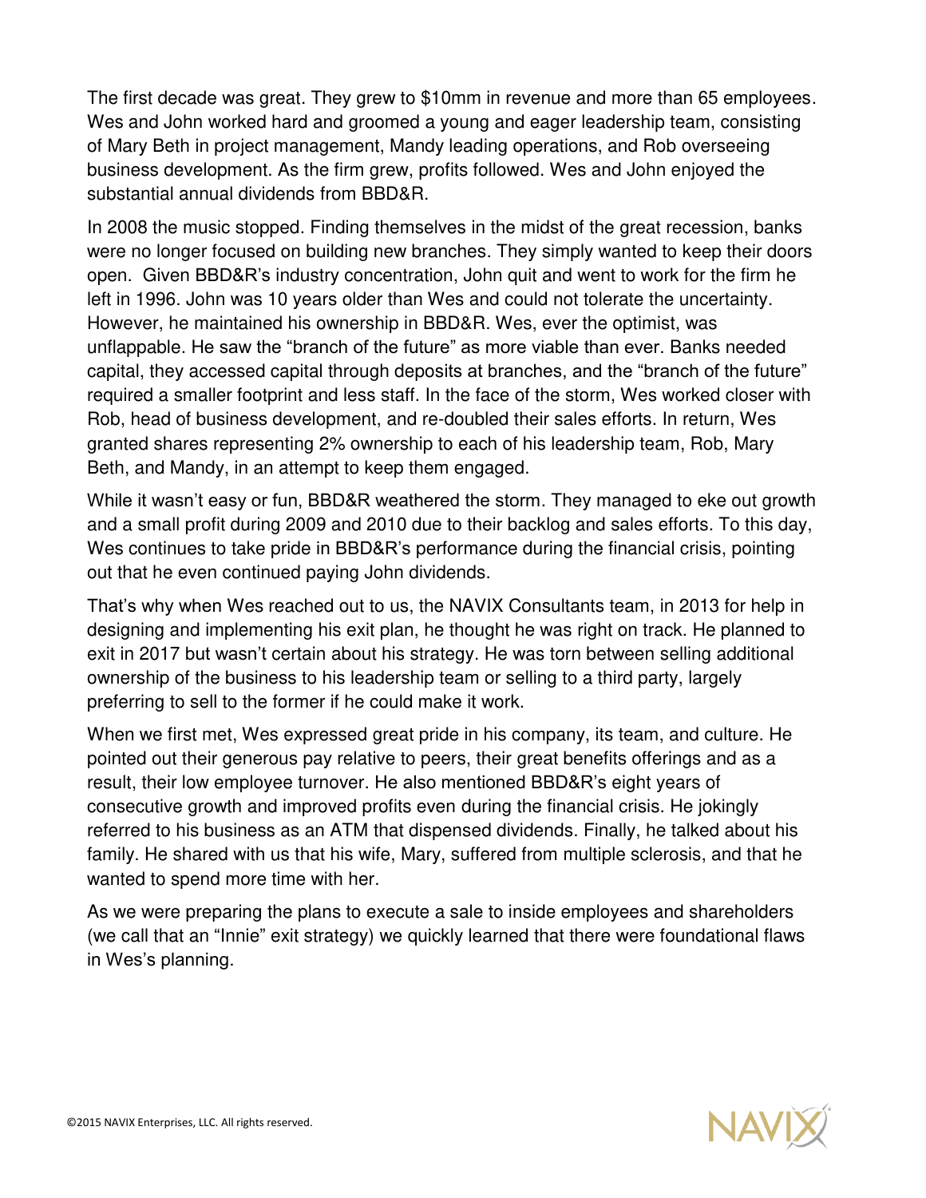The first decade was great. They grew to $10mm in revenue and more than 65 employees. Wes and John worked hard and groomed a young and eager leadership team, consisting of Mary Beth in project management, Mandy leading operations, and Rob overseeing business development. As the firm grew, profits followed. Wes and John enjoyed the substantial annual dividends from BBD&R.

In 2008 the music stopped. Finding themselves in the midst of the great recession, banks were no longer focused on building new branches. They simply wanted to keep their doors open. Given BBD&R's industry concentration, John quit and went to work for the firm he left in 1996. John was 10 years older than Wes and could not tolerate the uncertainty. However, he maintained his ownership in BBD&R. Wes, ever the optimist, was unflappable. He saw the "branch of the future" as more viable than ever. Banks needed capital, they accessed capital through deposits at branches, and the "branch of the future" required a smaller footprint and less staff. In the face of the storm, Wes worked closer with Rob, head of business development, and re-doubled their sales efforts. In return, Wes granted shares representing 2% ownership to each of his leadership team, Rob, Mary Beth, and Mandy, in an attempt to keep them engaged.

While it wasn't easy or fun, BBD&R weathered the storm. They managed to eke out growth and a small profit during 2009 and 2010 due to their backlog and sales efforts. To this day, Wes continues to take pride in BBD&R's performance during the financial crisis, pointing out that he even continued paying John dividends.

That's why when Wes reached out to us, the NAVIX Consultants team, in 2013 for help in designing and implementing his exit plan, he thought he was right on track. He planned to exit in 2017 but wasn't certain about his strategy. He was torn between selling additional ownership of the business to his leadership team or selling to a third party, largely preferring to sell to the former if he could make it work.

When we first met, Wes expressed great pride in his company, its team, and culture. He pointed out their generous pay relative to peers, their great benefits offerings and as a result, their low employee turnover. He also mentioned BBD&R's eight years of consecutive growth and improved profits even during the financial crisis. He jokingly referred to his business as an ATM that dispensed dividends. Finally, he talked about his family. He shared with us that his wife, Mary, suffered from multiple sclerosis, and that he wanted to spend more time with her.

As we were preparing the plans to execute a sale to inside employees and shareholders (we call that an "Innie" exit strategy) we quickly learned that there were foundational flaws in Wes's planning.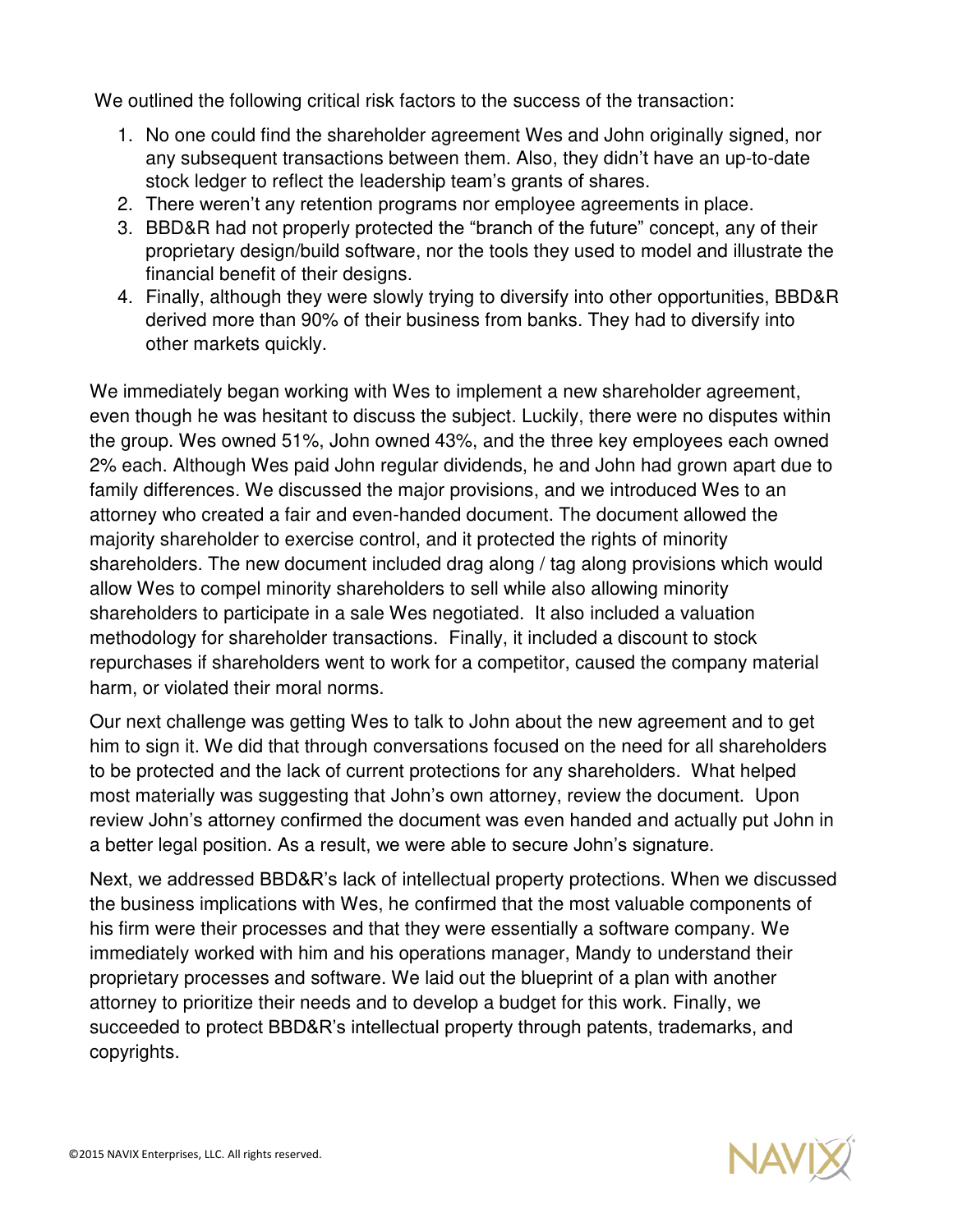We outlined the following critical risk factors to the success of the transaction:

1. No one could find the shareholder agreement Wes and John originally signed, nor any subsequent transactions between them. Also, they didn't have an up-to-date stock ledger to reflect the leadership team's grants of shares.
2. There weren't any retention programs nor employee agreements in place.
3. BBD&R had not properly protected the "branch of the future" concept, any of their proprietary design/build software, nor the tools they used to model and illustrate the financial benefit of their designs.
4. Finally, although they were slowly trying to diversify into other opportunities, BBD&R derived more than 90% of their business from banks. They had to diversify into other markets quickly.

We immediately began working with Wes to implement a new shareholder agreement, even though he was hesitant to discuss the subject. Luckily, there were no disputes within the group. Wes owned 51%, John owned 43%, and the three key employees each owned 2% each. Although Wes paid John regular dividends, he and John had grown apart due to family differences. We discussed the major provisions, and we introduced Wes to an attorney who created a fair and even-handed document. The document allowed the majority shareholder to exercise control, and it protected the rights of minority shareholders. The new document included drag along / tag along provisions which would allow Wes to compel minority shareholders to sell while also allowing minority shareholders to participate in a sale Wes negotiated. It also included a valuation methodology for shareholder transactions. Finally, it included a discount to stock repurchases if shareholders went to work for a competitor, caused the company material harm, or violated their moral norms.

Our next challenge was getting Wes to talk to John about the new agreement and to get him to sign it. We did that through conversations focused on the need for all shareholders to be protected and the lack of current protections for any shareholders. What helped most materially was suggesting that John's own attorney, review the document. Upon review John's attorney confirmed the document was even handed and actually put John in a better legal position. As a result, we were able to secure John's signature.

Next, we addressed BBD&R's lack of intellectual property protections. When we discussed the business implications with Wes, he confirmed that the most valuable components of his firm were their processes and that they were essentially a software company. We immediately worked with him and his operations manager, Mandy to understand their proprietary processes and software. We laid out the blueprint of a plan with another attorney to prioritize their needs and to develop a budget for this work. Finally, we succeeded to protect BBD&R's intellectual property through patents, trademarks, and copyrights.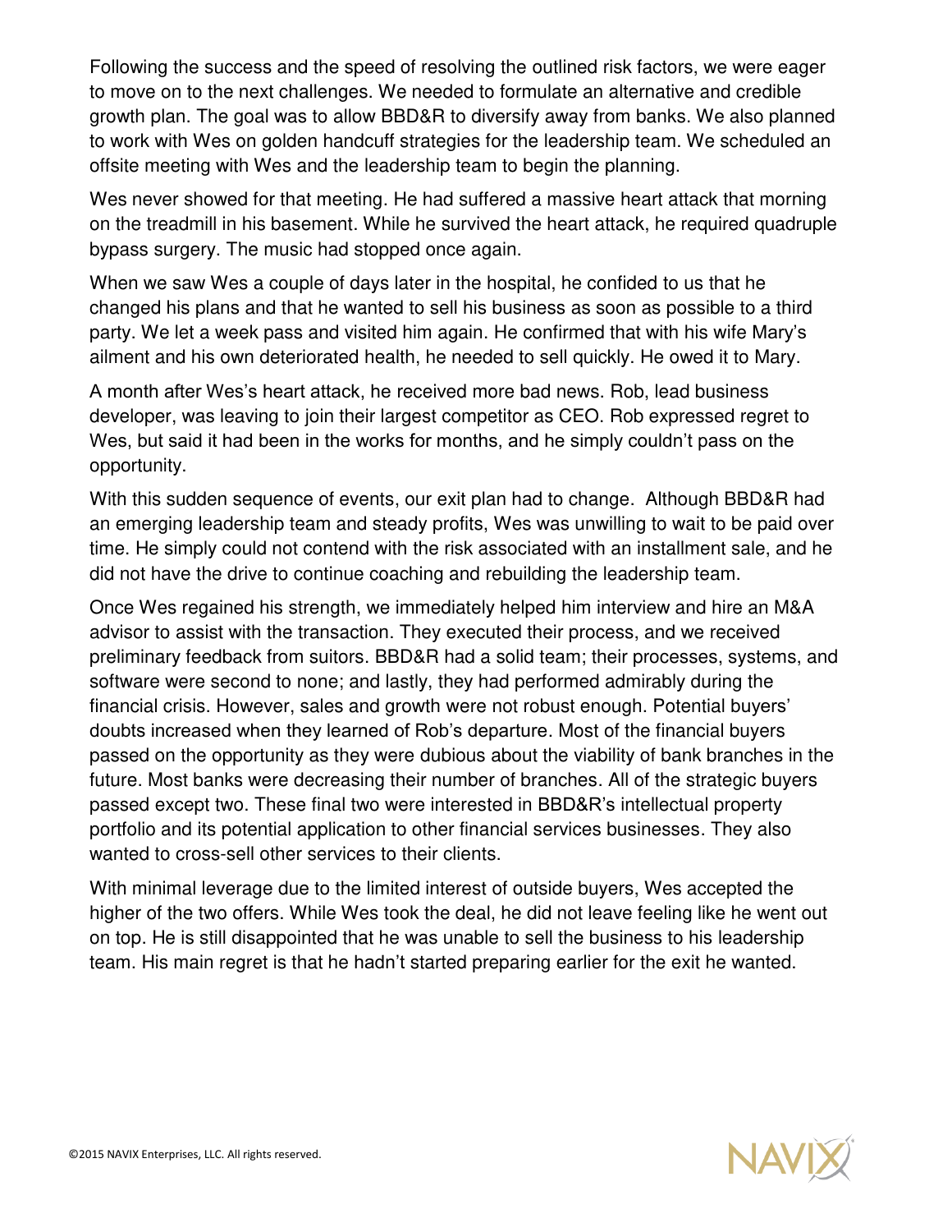Following the success and the speed of resolving the outlined risk factors, we were eager to move on to the next challenges. We needed to formulate an alternative and credible growth plan. The goal was to allow BBD&R to diversify away from banks. We also planned to work with Wes on golden handcuff strategies for the leadership team. We scheduled an offsite meeting with Wes and the leadership team to begin the planning.

Wes never showed for that meeting. He had suffered a massive heart attack that morning on the treadmill in his basement. While he survived the heart attack, he required quadruple bypass surgery. The music had stopped once again.

When we saw Wes a couple of days later in the hospital, he confided to us that he changed his plans and that he wanted to sell his business as soon as possible to a third party. We let a week pass and visited him again. He confirmed that with his wife Mary's ailment and his own deteriorated health, he needed to sell quickly. He owed it to Mary.

A month after Wes's heart attack, he received more bad news. Rob, lead business developer, was leaving to join their largest competitor as CEO. Rob expressed regret to Wes, but said it had been in the works for months, and he simply couldn't pass on the opportunity.

With this sudden sequence of events, our exit plan had to change. Although BBD&R had an emerging leadership team and steady profits, Wes was unwilling to wait to be paid over time. He simply could not contend with the risk associated with an installment sale, and he did not have the drive to continue coaching and rebuilding the leadership team.

Once Wes regained his strength, we immediately helped him interview and hire an M&A advisor to assist with the transaction. They executed their process, and we received preliminary feedback from suitors. BBD&R had a solid team; their processes, systems, and software were second to none; and lastly, they had performed admirably during the financial crisis. However, sales and growth were not robust enough. Potential buyers' doubts increased when they learned of Rob's departure. Most of the financial buyers passed on the opportunity as they were dubious about the viability of bank branches in the future. Most banks were decreasing their number of branches. All of the strategic buyers passed except two. These final two were interested in BBD&R's intellectual property portfolio and its potential application to other financial services businesses. They also wanted to cross-sell other services to their clients.

With minimal leverage due to the limited interest of outside buyers, Wes accepted the higher of the two offers. While Wes took the deal, he did not leave feeling like he went out on top. He is still disappointed that he was unable to sell the business to his leadership team. His main regret is that he hadn't started preparing earlier for the exit he wanted.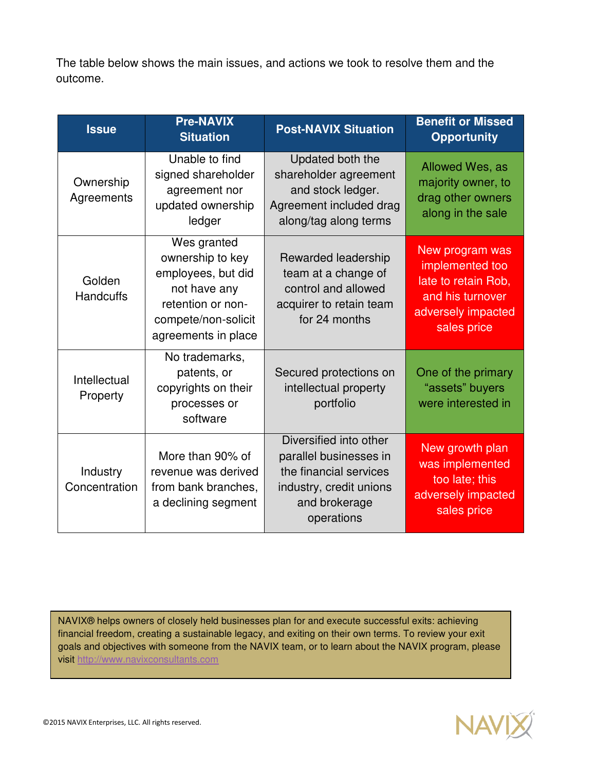The table below shows the main issues, and actions we took to resolve them and the outcome.

| Issue | Pre-NAVIX Situation | Post-NAVIX Situation | Benefit or Missed Opportunity |
| --- | --- | --- | --- |
| Ownership Agreements | Unable to find signed shareholder agreement nor updated ownership ledger | Updated both the shareholder agreement and stock ledger. Agreement included drag along/tag along terms | Allowed Wes, as majority owner, to drag other owners along in the sale |
| Golden Handcuffs | Wes granted ownership to key employees, but did not have any retention or non-compete/non-solicit agreements in place | Rewarded leadership team at a change of control and allowed acquirer to retain team for 24 months | New program was implemented too late to retain Rob, and his turnover adversely impacted sales price |
| Intellectual Property | No trademarks, patents, or copyrights on their processes or software | Secured protections on intellectual property portfolio | One of the primary "assets" buyers were interested in |
| Industry Concentration | More than 90% of revenue was derived from bank branches, a declining segment | Diversified into other parallel businesses in the financial services industry, credit unions and brokerage operations | New growth plan was implemented too late; this adversely impacted sales price |

NAVIX® helps owners of closely held businesses plan for and execute successful exits: achieving financial freedom, creating a sustainable legacy, and exiting on their own terms. To review your exit goals and objectives with someone from the NAVIX team, or to learn about the NAVIX program, please visit http://www.navixconsultants.com

©2015 NAVIX Enterprises, LLC. All rights reserved.